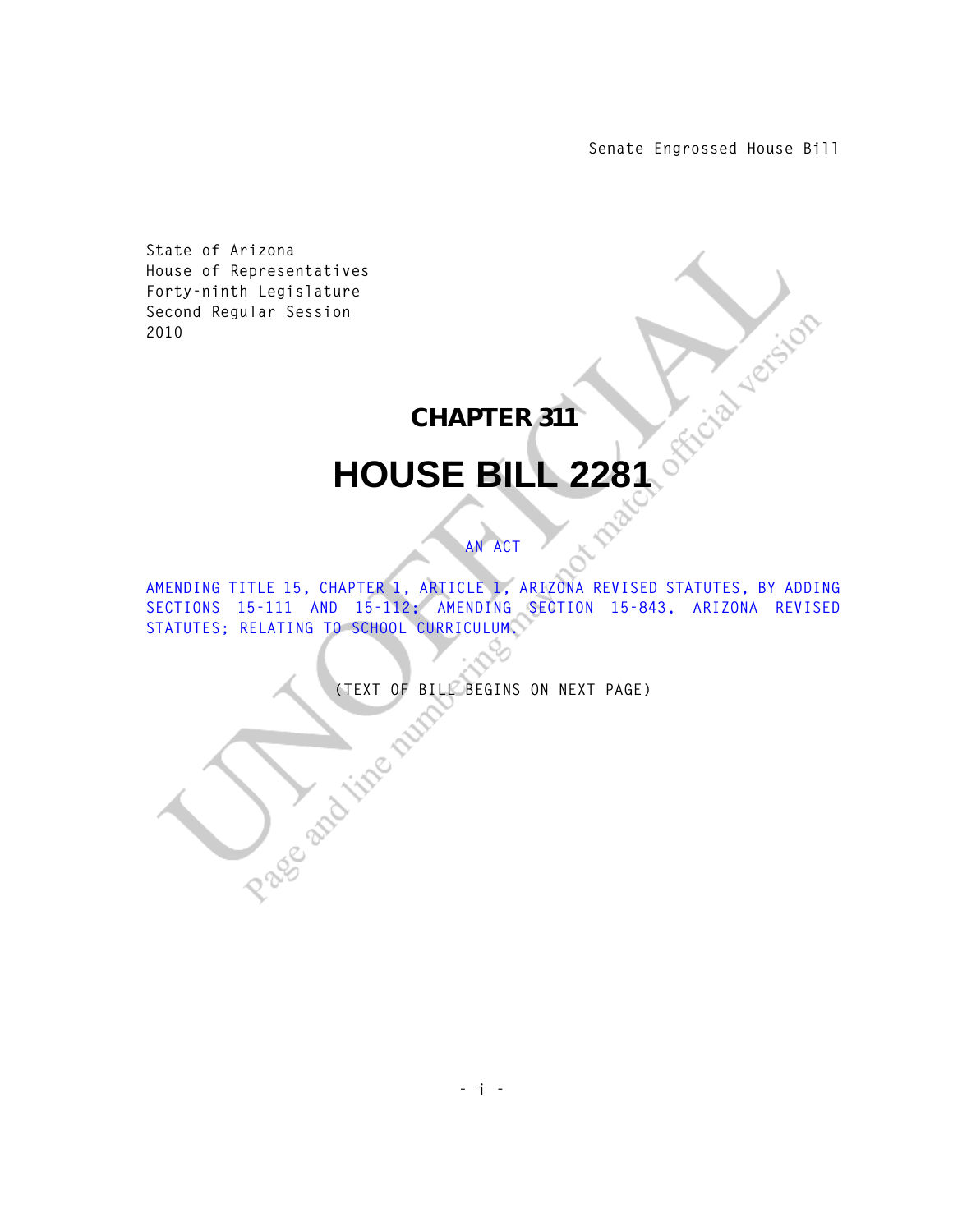Senate Engrossed House Bill

State of Arizona
House of Representatives
Forty-ninth Legislature
Second Regular Session
2010

# CHAPTER 311

# HOUSE BILL 2281

AN ACT

AMENDING TITLE 15, CHAPTER 1, ARTICLE 1, ARIZONA REVISED STATUTES, BY ADDING SECTIONS 15-111 AND 15-112; AMENDING SECTION 15-843, ARIZONA REVISED STATUTES; RELATING TO SCHOOL CURRICULUM.

(TEXT OF BILL BEGINS ON NEXT PAGE)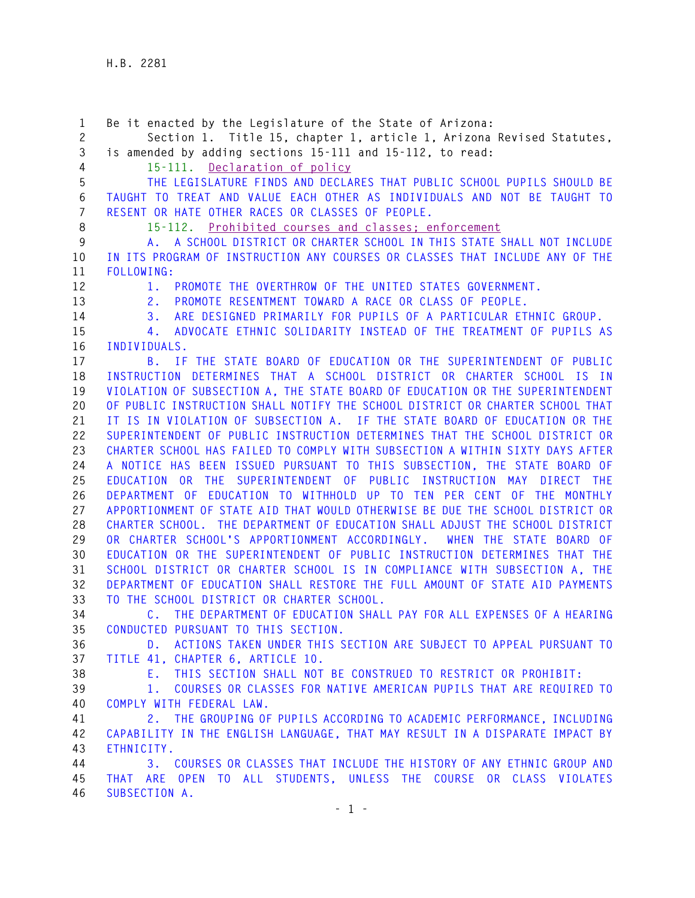Be it enacted by the Legislature of the State of Arizona:

Section 1. Title 15, chapter 1, article 1, Arizona Revised Statutes, is amended by adding sections 15-111 and 15-112, to read:

15-111. Declaration of policy

THE LEGISLATURE FINDS AND DECLARES THAT PUBLIC SCHOOL PUPILS SHOULD BE TAUGHT TO TREAT AND VALUE EACH OTHER AS INDIVIDUALS AND NOT BE TAUGHT TO RESENT OR HATE OTHER RACES OR CLASSES OF PEOPLE.

15-112. Prohibited courses and classes; enforcement

A. A SCHOOL DISTRICT OR CHARTER SCHOOL IN THIS STATE SHALL NOT INCLUDE IN ITS PROGRAM OF INSTRUCTION ANY COURSES OR CLASSES THAT INCLUDE ANY OF THE FOLLOWING:

1. PROMOTE THE OVERTHROW OF THE UNITED STATES GOVERNMENT.

2. PROMOTE RESENTMENT TOWARD A RACE OR CLASS OF PEOPLE.

3. ARE DESIGNED PRIMARILY FOR PUPILS OF A PARTICULAR ETHNIC GROUP.

4. ADVOCATE ETHNIC SOLIDARITY INSTEAD OF THE TREATMENT OF PUPILS AS INDIVIDUALS.

B. IF THE STATE BOARD OF EDUCATION OR THE SUPERINTENDENT OF PUBLIC INSTRUCTION DETERMINES THAT A SCHOOL DISTRICT OR CHARTER SCHOOL IS IN VIOLATION OF SUBSECTION A, THE STATE BOARD OF EDUCATION OR THE SUPERINTENDENT OF PUBLIC INSTRUCTION SHALL NOTIFY THE SCHOOL DISTRICT OR CHARTER SCHOOL THAT IT IS IN VIOLATION OF SUBSECTION A. IF THE STATE BOARD OF EDUCATION OR THE SUPERINTENDENT OF PUBLIC INSTRUCTION DETERMINES THAT THE SCHOOL DISTRICT OR CHARTER SCHOOL HAS FAILED TO COMPLY WITH SUBSECTION A WITHIN SIXTY DAYS AFTER A NOTICE HAS BEEN ISSUED PURSUANT TO THIS SUBSECTION, THE STATE BOARD OF EDUCATION OR THE SUPERINTENDENT OF PUBLIC INSTRUCTION MAY DIRECT THE DEPARTMENT OF EDUCATION TO WITHHOLD UP TO TEN PER CENT OF THE MONTHLY APPORTIONMENT OF STATE AID THAT WOULD OTHERWISE BE DUE THE SCHOOL DISTRICT OR CHARTER SCHOOL. THE DEPARTMENT OF EDUCATION SHALL ADJUST THE SCHOOL DISTRICT OR CHARTER SCHOOL'S APPORTIONMENT ACCORDINGLY. WHEN THE STATE BOARD OF EDUCATION OR THE SUPERINTENDENT OF PUBLIC INSTRUCTION DETERMINES THAT THE SCHOOL DISTRICT OR CHARTER SCHOOL IS IN COMPLIANCE WITH SUBSECTION A, THE DEPARTMENT OF EDUCATION SHALL RESTORE THE FULL AMOUNT OF STATE AID PAYMENTS TO THE SCHOOL DISTRICT OR CHARTER SCHOOL.

C. THE DEPARTMENT OF EDUCATION SHALL PAY FOR ALL EXPENSES OF A HEARING CONDUCTED PURSUANT TO THIS SECTION.

D. ACTIONS TAKEN UNDER THIS SECTION ARE SUBJECT TO APPEAL PURSUANT TO TITLE 41, CHAPTER 6, ARTICLE 10.

E. THIS SECTION SHALL NOT BE CONSTRUED TO RESTRICT OR PROHIBIT:

1. COURSES OR CLASSES FOR NATIVE AMERICAN PUPILS THAT ARE REQUIRED TO COMPLY WITH FEDERAL LAW.

2. THE GROUPING OF PUPILS ACCORDING TO ACADEMIC PERFORMANCE, INCLUDING CAPABILITY IN THE ENGLISH LANGUAGE, THAT MAY RESULT IN A DISPARATE IMPACT BY ETHNICITY.

3. COURSES OR CLASSES THAT INCLUDE THE HISTORY OF ANY ETHNIC GROUP AND THAT ARE OPEN TO ALL STUDENTS, UNLESS THE COURSE OR CLASS VIOLATES SUBSECTION A.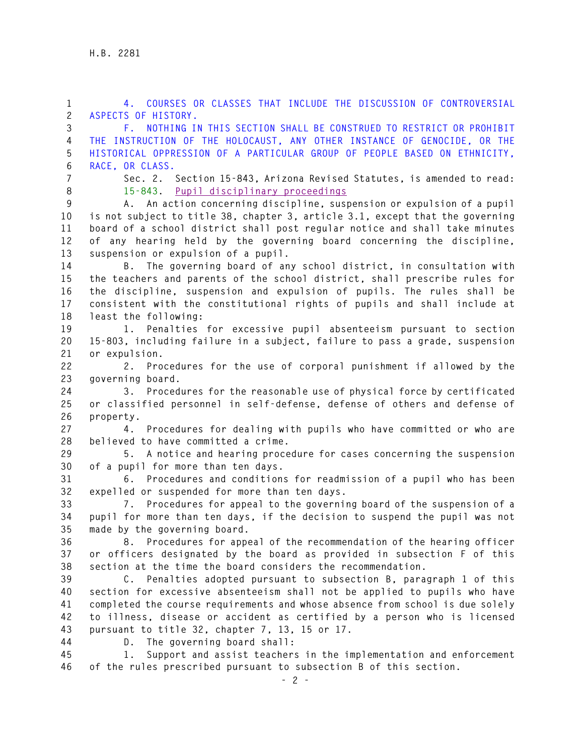4. COURSES OR CLASSES THAT INCLUDE THE DISCUSSION OF CONTROVERSIAL ASPECTS OF HISTORY.

F. NOTHING IN THIS SECTION SHALL BE CONSTRUED TO RESTRICT OR PROHIBIT THE INSTRUCTION OF THE HOLOCAUST, ANY OTHER INSTANCE OF GENOCIDE, OR THE HISTORICAL OPPRESSION OF A PARTICULAR GROUP OF PEOPLE BASED ON ETHNICITY, RACE, OR CLASS.

Sec. 2. Section 15-843, Arizona Revised Statutes, is amended to read:

15-843. Pupil disciplinary proceedings

A. An action concerning discipline, suspension or expulsion of a pupil is not subject to title 38, chapter 3, article 3.1, except that the governing board of a school district shall post regular notice and shall take minutes of any hearing held by the governing board concerning the discipline, suspension or expulsion of a pupil.

B. The governing board of any school district, in consultation with the teachers and parents of the school district, shall prescribe rules for the discipline, suspension and expulsion of pupils. The rules shall be consistent with the constitutional rights of pupils and shall include at least the following:

1. Penalties for excessive pupil absenteeism pursuant to section 15-803, including failure in a subject, failure to pass a grade, suspension or expulsion.

2. Procedures for the use of corporal punishment if allowed by the governing board.

3. Procedures for the reasonable use of physical force by certificated or classified personnel in self-defense, defense of others and defense of property.

4. Procedures for dealing with pupils who have committed or who are believed to have committed a crime.

5. A notice and hearing procedure for cases concerning the suspension of a pupil for more than ten days.

6. Procedures and conditions for readmission of a pupil who has been expelled or suspended for more than ten days.

7. Procedures for appeal to the governing board of the suspension of a pupil for more than ten days, if the decision to suspend the pupil was not made by the governing board.

8. Procedures for appeal of the recommendation of the hearing officer or officers designated by the board as provided in subsection F of this section at the time the board considers the recommendation.

C. Penalties adopted pursuant to subsection B, paragraph 1 of this section for excessive absenteeism shall not be applied to pupils who have completed the course requirements and whose absence from school is due solely to illness, disease or accident as certified by a person who is licensed pursuant to title 32, chapter 7, 13, 15 or 17.

D. The governing board shall:

1. Support and assist teachers in the implementation and enforcement of the rules prescribed pursuant to subsection B of this section.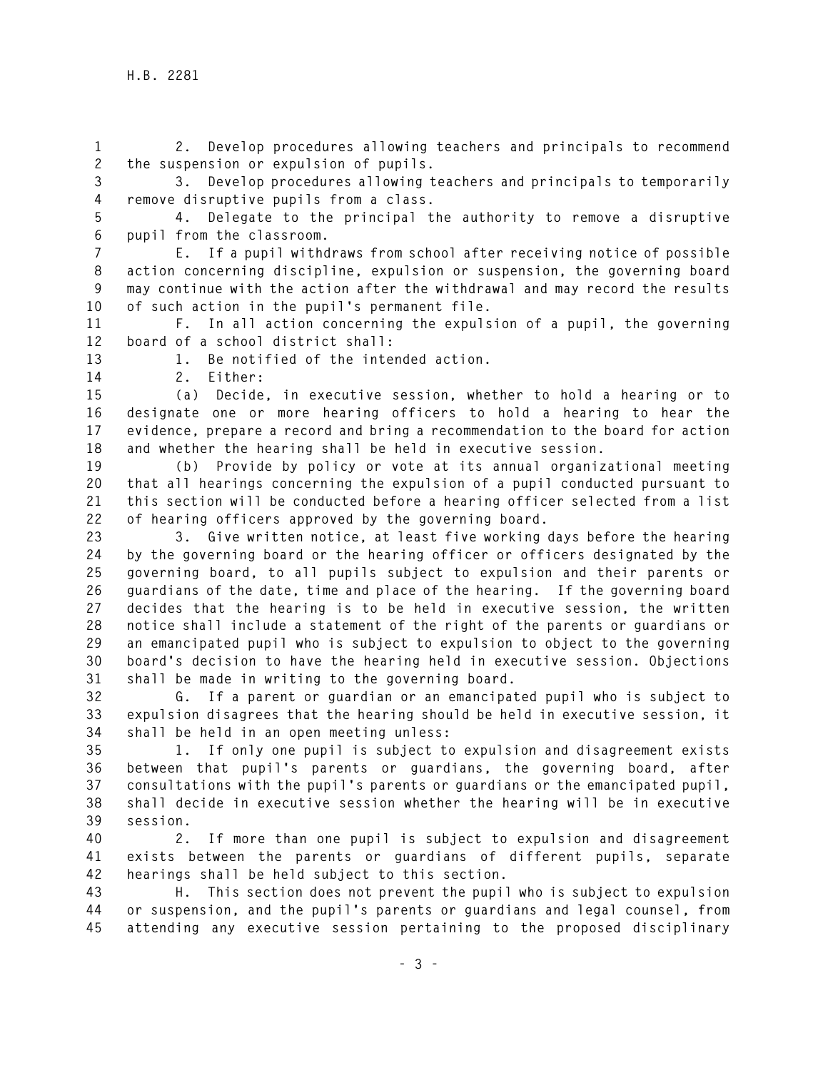2. Develop procedures allowing teachers and principals to recommend the suspension or expulsion of pupils.

3. Develop procedures allowing teachers and principals to temporarily remove disruptive pupils from a class.

4. Delegate to the principal the authority to remove a disruptive pupil from the classroom.

E. If a pupil withdraws from school after receiving notice of possible action concerning discipline, expulsion or suspension, the governing board may continue with the action after the withdrawal and may record the results of such action in the pupil's permanent file.

F. In all action concerning the expulsion of a pupil, the governing board of a school district shall:

1. Be notified of the intended action.

2. Either:

(a) Decide, in executive session, whether to hold a hearing or to designate one or more hearing officers to hold a hearing to hear the evidence, prepare a record and bring a recommendation to the board for action and whether the hearing shall be held in executive session.

(b) Provide by policy or vote at its annual organizational meeting that all hearings concerning the expulsion of a pupil conducted pursuant to this section will be conducted before a hearing officer selected from a list of hearing officers approved by the governing board.

3. Give written notice, at least five working days before the hearing by the governing board or the hearing officer or officers designated by the governing board, to all pupils subject to expulsion and their parents or guardians of the date, time and place of the hearing. If the governing board decides that the hearing is to be held in executive session, the written notice shall include a statement of the right of the parents or guardians or an emancipated pupil who is subject to expulsion to object to the governing board's decision to have the hearing held in executive session. Objections shall be made in writing to the governing board.

G. If a parent or guardian or an emancipated pupil who is subject to expulsion disagrees that the hearing should be held in executive session, it shall be held in an open meeting unless:

1. If only one pupil is subject to expulsion and disagreement exists between that pupil's parents or guardians, the governing board, after consultations with the pupil's parents or guardians or the emancipated pupil, shall decide in executive session whether the hearing will be in executive session.

2. If more than one pupil is subject to expulsion and disagreement exists between the parents or guardians of different pupils, separate hearings shall be held subject to this section.

H. This section does not prevent the pupil who is subject to expulsion or suspension, and the pupil's parents or guardians and legal counsel, from attending any executive session pertaining to the proposed disciplinary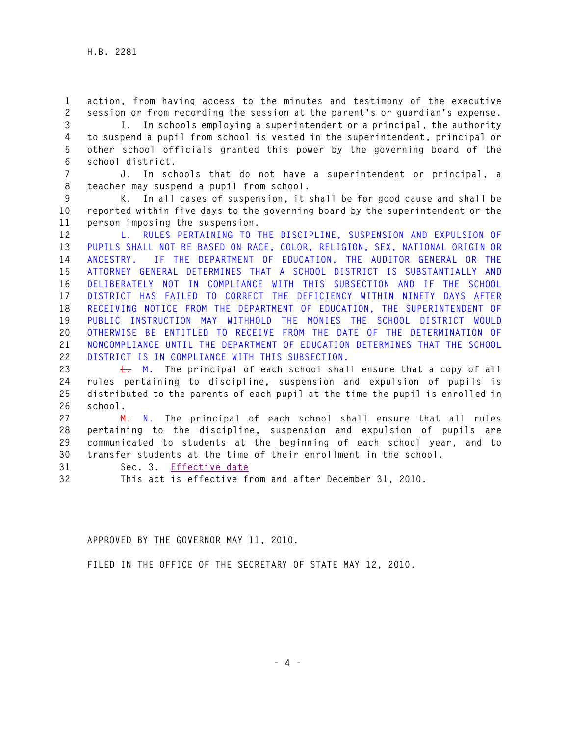action, from having access to the minutes and testimony of the executive session or from recording the session at the parent's or guardian's expense.

I. In schools employing a superintendent or a principal, the authority to suspend a pupil from school is vested in the superintendent, principal or other school officials granted this power by the governing board of the school district.

J. In schools that do not have a superintendent or principal, a teacher may suspend a pupil from school.

K. In all cases of suspension, it shall be for good cause and shall be reported within five days to the governing board by the superintendent or the person imposing the suspension.

L. RULES PERTAINING TO THE DISCIPLINE, SUSPENSION AND EXPULSION OF PUPILS SHALL NOT BE BASED ON RACE, COLOR, RELIGION, SEX, NATIONAL ORIGIN OR ANCESTRY. IF THE DEPARTMENT OF EDUCATION, THE AUDITOR GENERAL OR THE ATTORNEY GENERAL DETERMINES THAT A SCHOOL DISTRICT IS SUBSTANTIALLY AND DELIBERATELY NOT IN COMPLIANCE WITH THIS SUBSECTION AND IF THE SCHOOL DISTRICT HAS FAILED TO CORRECT THE DEFICIENCY WITHIN NINETY DAYS AFTER RECEIVING NOTICE FROM THE DEPARTMENT OF EDUCATION, THE SUPERINTENDENT OF PUBLIC INSTRUCTION MAY WITHHOLD THE MONIES THE SCHOOL DISTRICT WOULD OTHERWISE BE ENTITLED TO RECEIVE FROM THE DATE OF THE DETERMINATION OF NONCOMPLIANCE UNTIL THE DEPARTMENT OF EDUCATION DETERMINES THAT THE SCHOOL DISTRICT IS IN COMPLIANCE WITH THIS SUBSECTION.

~~L.~~ M. The principal of each school shall ensure that a copy of all rules pertaining to discipline, suspension and expulsion of pupils is distributed to the parents of each pupil at the time the pupil is enrolled in school.

~~M.~~ N. The principal of each school shall ensure that all rules pertaining to the discipline, suspension and expulsion of pupils are communicated to students at the beginning of each school year, and to transfer students at the time of their enrollment in the school.

Sec. 3. Effective date

This act is effective from and after December 31, 2010.

APPROVED BY THE GOVERNOR MAY 11, 2010.

FILED IN THE OFFICE OF THE SECRETARY OF STATE MAY 12, 2010.